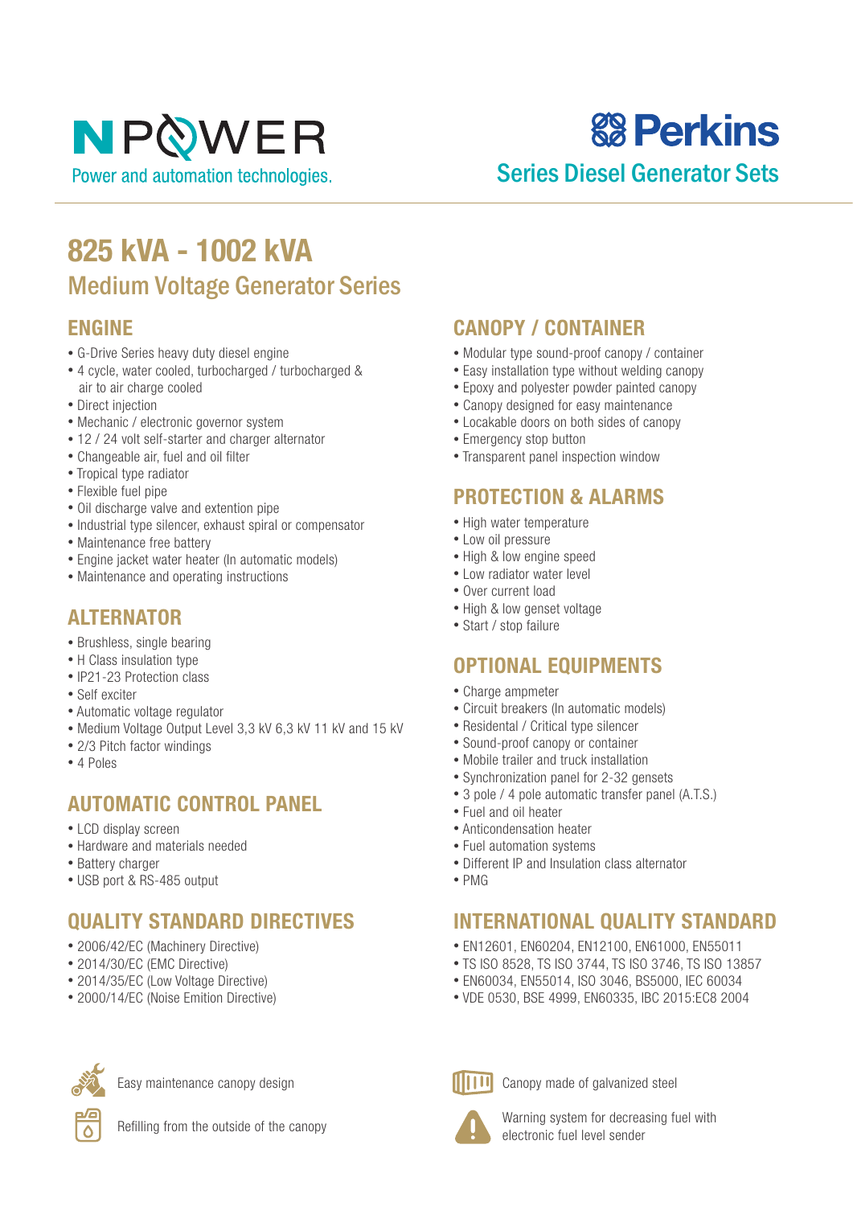NPOWER

Power and automation technologies.

Perkins

Series Diesel Generator Sets

# 825 kVA - 1002 kVA

## Medium Voltage Generator Series

### ENGINE

- G-Drive Series heavy duty diesel engine
- 4 cycle, water cooled, turbocharged / turbocharged & air to air charge cooled
- Direct injection
- Mechanic / electronic governor system
- 12 / 24 volt self-starter and charger alternator
- Changeable air, fuel and oil filter
- Tropical type radiator
- Flexible fuel pipe
- Oil discharge valve and extention pipe
- Industrial type silencer, exhaust spiral or compensator
- Maintenance free battery
- Engine jacket water heater (In automatic models)
- Maintenance and operating instructions

### ALTERNATOR

- Brushless, single bearing
- H Class insulation type
- IP21-23 Protection class
- Self exciter
- Automatic voltage regulator
- Medium Voltage Output Level 3,3 kV 6,3 kV 11 kV and 15 kV
- 2/3 Pitch factor windings
- 4 Poles

### AUTOMATIC CONTROL PANEL

- LCD display screen
- Hardware and materials needed
- Battery charger
- USB port & RS-485 output

### QUALITY STANDARD DIRECTIVES

- 2006/42/EC (Machinery Directive)
- 2014/30/EC (EMC Directive)
- 2014/35/EC (Low Voltage Directive)
- 2000/14/EC (Noise Emition Directive)

### CANOPY / CONTAINER

- Modular type sound-proof canopy / container
- Easy installation type without welding canopy
- Epoxy and polyester powder painted canopy
- Canopy designed for easy maintenance
- Lockable doors on both sides of canopy
- Emergency stop button
- Transparent panel inspection window

### PROTECTION & ALARMS

- High water temperature
- Low oil pressure
- High & low engine speed
- Low radiator water level
- Over current load
- High & low genset voltage
- Start / stop failure

### OPTIONAL EQUIPMENTS

- Charge ampmeter
- Circuit breakers (In automatic models)
- Residental / Critical type silencer
- Sound-proof canopy or container
- Mobile trailer and truck installation
- Synchronization panel for 2-32 gensets
- 3 pole / 4 pole automatic transfer panel (A.T.S.)
- Fuel and oil heater
- Anticondensation heater
- Fuel automation systems
- Different IP and Insulation class alternator
- PMG

### INTERNATIONAL QUALITY STANDARD

- EN12601, EN60204, EN12100, EN61000, EN55011
- TS ISO 8528, TS ISO 3744, TS ISO 3746, TS ISO 13857
- EN60034, EN55014, ISO 3046, BS5000, IEC 60034
- VDE 0530, BSE 4999, EN60335, IBC 2015:EC8 2004

Easy maintenance canopy design

Refilling from the outside of the canopy

Canopy made of galvanized steel

Warning system for decreasing fuel with electronic fuel level sender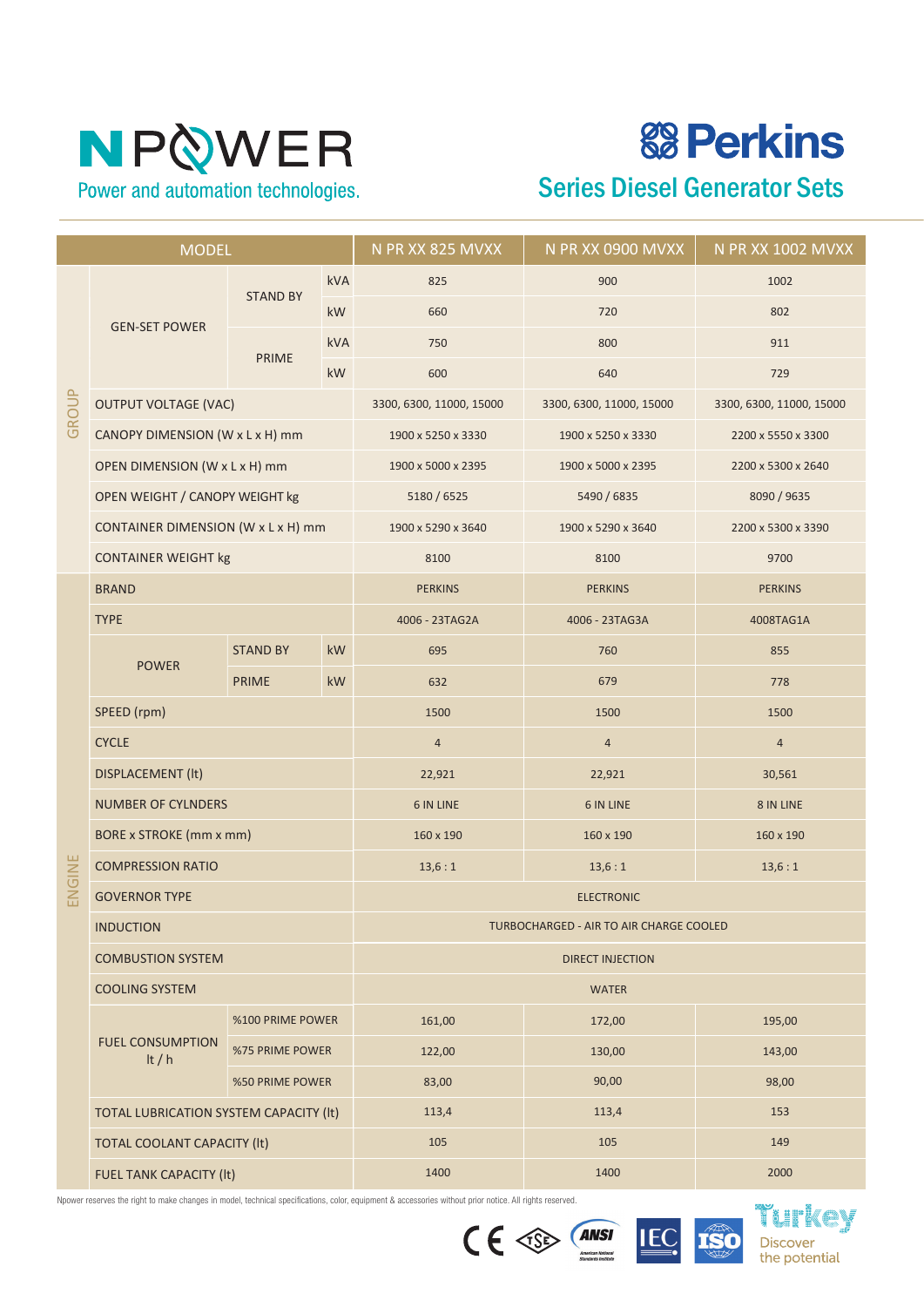# NPOWER

Power and automation technologies.

# Perkins

## Series Diesel Generator Sets

| MODEL | | | | N PR XX 825 MVXX | N PR XX 0900 MVXX | N PR XX 1002 MVXX |
|---|---|---|---|---|---|---|
| GROUP | GEN-SET POWER | STAND BY | kVA | 825 | 900 | 1002 |
| | | | kW | 660 | 720 | 802 |
| | | PRIME | kVA | 750 | 800 | 911 |
| | | | kW | 600 | 640 | 729 |
| | OUTPUT VOLTAGE (VAC) | | | 3300, 6300, 11000, 15000 | 3300, 6300, 11000, 15000 | 3300, 6300, 11000, 15000 |
| | CANOPY DIMENSION (W x L x H) mm | | | 1900 x 5250 x 3330 | 1900 x 5250 x 3330 | 2200 x 5550 x 3300 |
| | OPEN DIMENSION (W x L x H) mm | | | 1900 x 5000 x 2395 | 1900 x 5000 x 2395 | 2200 x 5300 x 2640 |
| | OPEN WEIGHT / CANOPY WEIGHT kg | | | 5180 / 6525 | 5490 / 6835 | 8090 / 9635 |
| | CONTAINER DIMENSION (W x L x H) mm | | | 1900 x 5290 x 3640 | 1900 x 5290 x 3640 | 2200 x 5300 x 3390 |
| | CONTAINER WEIGHT kg | | | 8100 | 8100 | 9700 |
| ENGINE | BRAND | | | PERKINS | PERKINS | PERKINS |
| | TYPE | | | 4006 - 23TAG2A | 4006 - 23TAG3A | 4008TAG1A |
| | POWER | STAND BY | kW | 695 | 760 | 855 |
| | | PRIME | kW | 632 | 679 | 778 |
| | SPEED (rpm) | | | 1500 | 1500 | 1500 |
| | CYCLE | | | 4 | 4 | 4 |
| | DISPLACEMENT (lt) | | | 22,921 | 22,921 | 30,561 |
| | NUMBER OF CYLNDERS | | | 6 IN LINE | 6 IN LINE | 8 IN LINE |
| | BORE x STROKE (mm x mm) | | | 160 x 190 | 160 x 190 | 160 x 190 |
| | COMPRESSION RATIO | | | 13,6 : 1 | 13,6 : 1 | 13,6 : 1 |
| | GOVERNOR TYPE | | | ELECTRONIC | | |
| | INDUCTION | | | TURBOCHARGED - AIR TO AIR CHARGE COOLED | | |
| | COMBUSTION SYSTEM | | | DIRECT INJECTION | | |
| | COOLING SYSTEM | | | WATER | | |
| | FUEL CONSUMPTION lt / h | %100 PRIME POWER | | 161,00 | 172,00 | 195,00 |
| | | %75 PRIME POWER | | 122,00 | 130,00 | 143,00 |
| | | %50 PRIME POWER | | 83,00 | 90,00 | 98,00 |
| | TOTAL LUBRICATION SYSTEM CAPACITY (lt) | | | 113,4 | 113,4 | 153 |
| | TOTAL COOLANT CAPACITY (lt) | | | 105 | 105 | 149 |
| | FUEL TANK CAPACITY (lt) | | | 1400 | 1400 | 2000 |

Npower reserves the right to make changes in model, technical specifications, color, equipment & accessories without prior notice. All rights reserved.

Turkey Discover the potential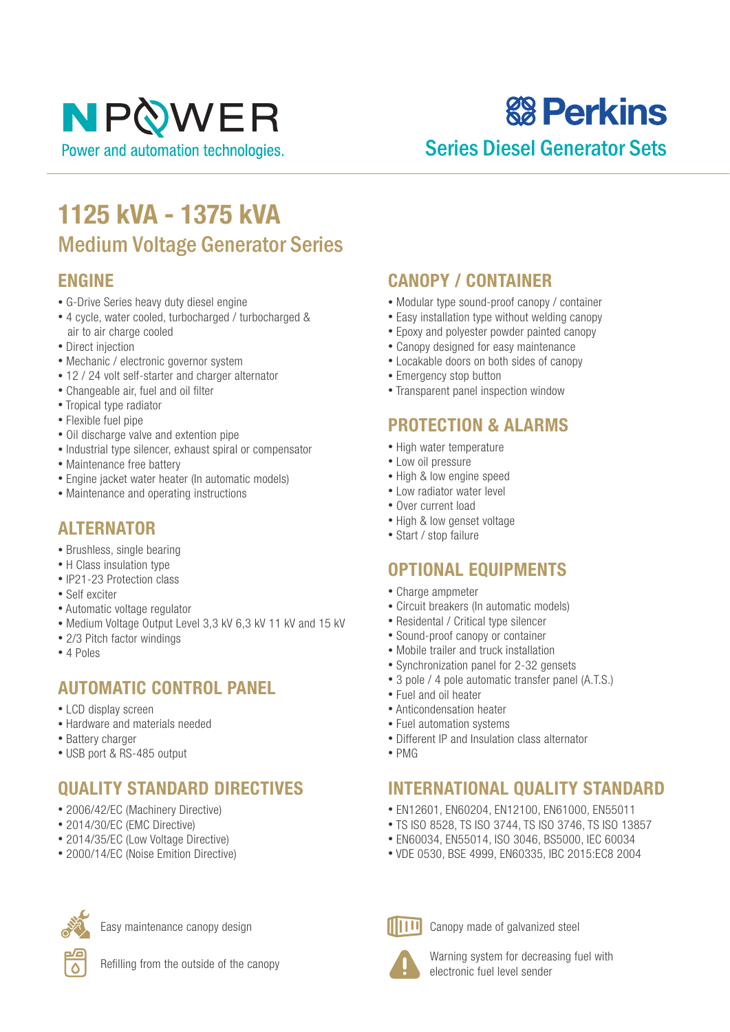NPOWER

Power and automation technologies.

Perkins

Series Diesel Generator Sets

# 1125 kVA - 1375 kVA

## Medium Voltage Generator Series

### ENGINE

- G-Drive Series heavy duty diesel engine
- 4 cycle, water cooled, turbocharged / turbocharged & air to air charge cooled
- Direct injection
- Mechanic / electronic governor system
- 12 / 24 volt self-starter and charger alternator
- Changeable air, fuel and oil filter
- Tropical type radiator
- Flexible fuel pipe
- Oil discharge valve and extention pipe
- Industrial type silencer, exhaust spiral or compensator
- Maintenance free battery
- Engine jacket water heater (In automatic models)
- Maintenance and operating instructions

### ALTERNATOR

- Brushless, single bearing
- H Class insulation type
- IP21-23 Protection class
- Self exciter
- Automatic voltage regulator
- Medium Voltage Output Level 3,3 kV 6,3 kV 11 kV and 15 kV
- 2/3 Pitch factor windings
- 4 Poles

### AUTOMATIC CONTROL PANEL

- LCD display screen
- Hardware and materials needed
- Battery charger
- USB port & RS-485 output

### QUALITY STANDARD DIRECTIVES

- 2006/42/EC (Machinery Directive)
- 2014/30/EC (EMC Directive)
- 2014/35/EC (Low Voltage Directive)
- 2000/14/EC (Noise Emition Directive)

### CANOPY / CONTAINER

- Modular type sound-proof canopy / container
- Easy installation type without welding canopy
- Epoxy and polyester powder painted canopy
- Canopy designed for easy maintenance
- Locakable doors on both sides of canopy
- Emergency stop button
- Transparent panel inspection window

### PROTECTION & ALARMS

- High water temperature
- Low oil pressure
- High & low engine speed
- Low radiator water level
- Over current load
- High & low genset voltage
- Start / stop failure

### OPTIONAL EQUIPMENTS

- Charge ampmeter
- Circuit breakers (In automatic models)
- Residental / Critical type silencer
- Sound-proof canopy or container
- Mobile trailer and truck installation
- Synchronization panel for 2-32 gensets
- 3 pole / 4 pole automatic transfer panel (A.T.S.)
- Fuel and oil heater
- Anticondensation heater
- Fuel automation systems
- Different IP and Insulation class alternator
- PMG

### INTERNATIONAL QUALITY STANDARD

- EN12601, EN60204, EN12100, EN61000, EN55011
- TS ISO 8528, TS ISO 3744, TS ISO 3746, TS ISO 13857
- EN60034, EN55014, ISO 3046, BS5000, IEC 60034
- VDE 0530, BSE 4999, EN60335, IBC 2015:EC8 2004

Easy maintenance canopy design

Refilling from the outside of the canopy

Canopy made of galvanized steel

Warning system for decreasing fuel with electronic fuel level sender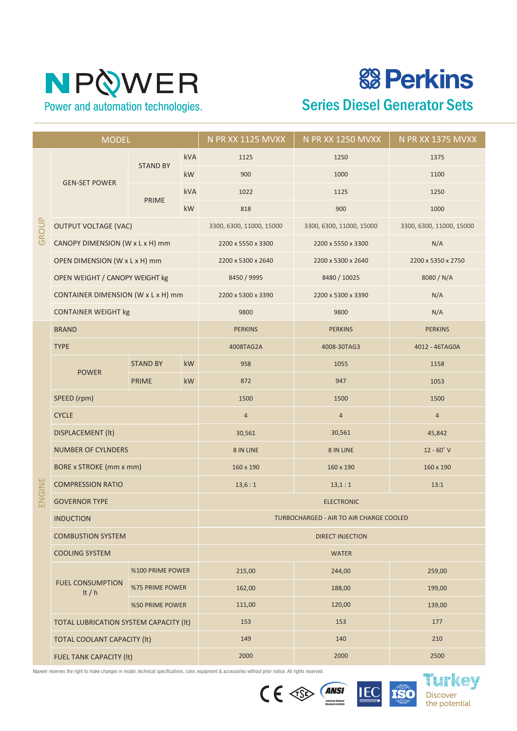# NPOWER

Power and automation technologies.

# Perkins

## Series Diesel Generator Sets

| MODEL | | | | N PR XX 1125 MVXX | N PR XX 1250 MVXX | N PR XX 1375 MVXX |
|---|---|---|---|---|---|---|
| GROUP | GEN-SET POWER | STAND BY | kVA | 1125 | 1250 | 1375 |
| | | | kW | 900 | 1000 | 1100 |
| | | PRIME | kVA | 1022 | 1125 | 1250 |
| | | | kW | 818 | 900 | 1000 |
| | OUTPUT VOLTAGE (VAC) | | | 3300, 6300, 11000, 15000 | 3300, 6300, 11000, 15000 | 3300, 6300, 11000, 15000 |
| | CANOPY DIMENSION (W x L x H) mm | | | 2200 x 5550 x 3300 | 2200 x 5550 x 3300 | N/A |
| | OPEN DIMENSION (W x L x H) mm | | | 2200 x 5300 x 2640 | 2200 x 5300 x 2640 | 2200 x 5350 x 2750 |
| | OPEN WEIGHT / CANOPY WEIGHT kg | | | 8450 / 9995 | 8480 / 10025 | 8080 / N/A |
| | CONTAINER DIMENSION (W x L x H) mm | | | 2200 x 5300 x 3390 | 2200 x 5300 x 3390 | N/A |
| | CONTAINER WEIGHT kg | | | 9800 | 9800 | N/A |
| ENGINE | BRAND | | | PERKINS | PERKINS | PERKINS |
| | TYPE | | | 4008TAG2A | 4008-30TAG3 | 4012 - 46TAG0A |
| | POWER | STAND BY | kW | 958 | 1055 | 1158 |
| | | PRIME | kW | 872 | 947 | 1053 |
| | SPEED (rpm) | | | 1500 | 1500 | 1500 |
| | CYCLE | | | 4 | 4 | 4 |
| | DISPLACEMENT (lt) | | | 30,561 | 30,561 | 45,842 |
| | NUMBER OF CYLNDERS | | | 8 IN LINE | 8 IN LINE | 12 - 60˚ V |
| | BORE x STROKE (mm x mm) | | | 160 x 190 | 160 x 190 | 160 x 190 |
| | COMPRESSION RATIO | | | 13,6 : 1 | 13,1 : 1 | 13:1 |
| | GOVERNOR TYPE | | | ELECTRONIC | | |
| | INDUCTION | | | TURBOCHARGED - AIR TO AIR CHARGE COOLED | | |
| | COMBUSTION SYSTEM | | | DIRECT INJECTION | | |
| | COOLING SYSTEM | | | WATER | | |
| | FUEL CONSUMPTION lt / h | %100 PRIME POWER | | 215,00 | 244,00 | 259,00 |
| | | %75 PRIME POWER | | 162,00 | 188,00 | 199,00 |
| | | %50 PRIME POWER | | 111,00 | 120,00 | 139,00 |
| | TOTAL LUBRICATION SYSTEM CAPACITY (lt) | | | 153 | 153 | 177 |
| | TOTAL COOLANT CAPACITY (lt) | | | 149 | 140 | 210 |
| | FUEL TANK CAPACITY (lt) | | | 2000 | 2000 | 2500 |

Npower reserves the right to make changes in model, technical specifications, color, equipment & accessories without prior notice. All rights reserved.

Turkey Discover the potential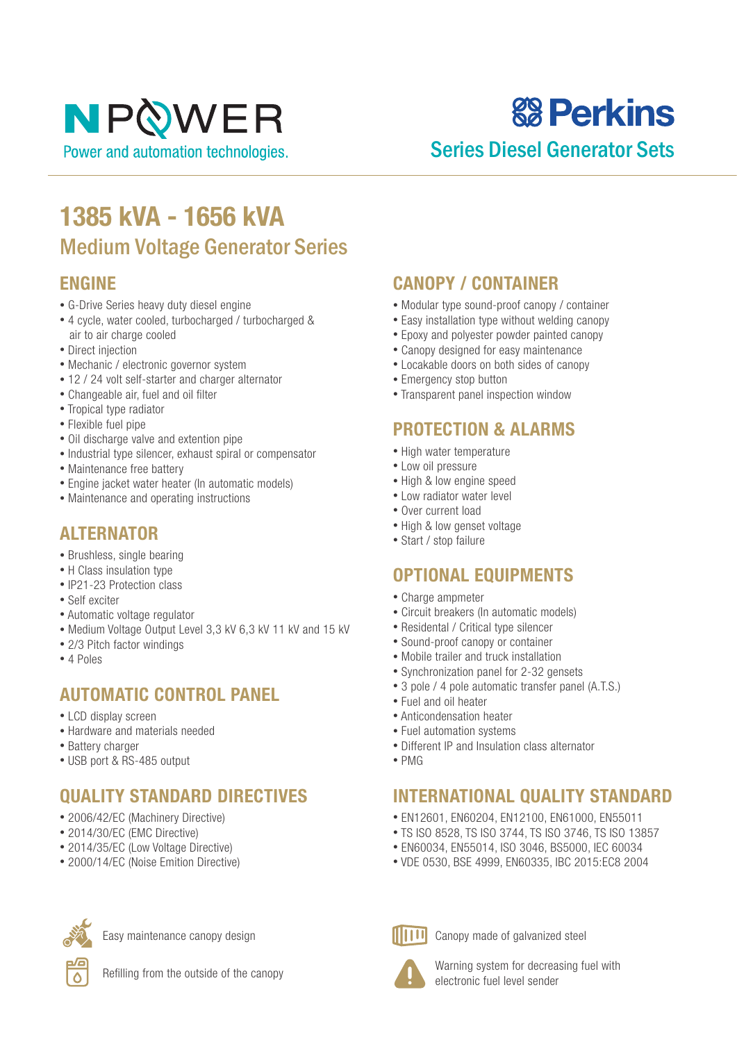NPOWER

Power and automation technologies.

Perkins

Series Diesel Generator Sets

# 1385 kVA - 1656 kVA

## Medium Voltage Generator Series

### ENGINE

- G-Drive Series heavy duty diesel engine
- 4 cycle, water cooled, turbocharged / turbocharged & air to air charge cooled
- Direct injection
- Mechanic / electronic governor system
- 12 / 24 volt self-starter and charger alternator
- Changeable air, fuel and oil filter
- Tropical type radiator
- Flexible fuel pipe
- Oil discharge valve and extention pipe
- Industrial type silencer, exhaust spiral or compensator
- Maintenance free battery
- Engine jacket water heater (In automatic models)
- Maintenance and operating instructions

### ALTERNATOR

- Brushless, single bearing
- H Class insulation type
- IP21-23 Protection class
- Self exciter
- Automatic voltage regulator
- Medium Voltage Output Level 3,3 kV 6,3 kV 11 kV and 15 kV
- 2/3 Pitch factor windings
- 4 Poles

### AUTOMATIC CONTROL PANEL

- LCD display screen
- Hardware and materials needed
- Battery charger
- USB port & RS-485 output

### QUALITY STANDARD DIRECTIVES

- 2006/42/EC (Machinery Directive)
- 2014/30/EC (EMC Directive)
- 2014/35/EC (Low Voltage Directive)
- 2000/14/EC (Noise Emition Directive)

### CANOPY / CONTAINER

- Modular type sound-proof canopy / container
- Easy installation type without welding canopy
- Epoxy and polyester powder painted canopy
- Canopy designed for easy maintenance
- Lockable doors on both sides of canopy
- Emergency stop button
- Transparent panel inspection window

### PROTECTION & ALARMS

- High water temperature
- Low oil pressure
- High & low engine speed
- Low radiator water level
- Over current load
- High & low genset voltage
- Start / stop failure

### OPTIONAL EQUIPMENTS

- Charge ampmeter
- Circuit breakers (In automatic models)
- Residental / Critical type silencer
- Sound-proof canopy or container
- Mobile trailer and truck installation
- Synchronization panel for 2-32 gensets
- 3 pole / 4 pole automatic transfer panel (A.T.S.)
- Fuel and oil heater
- Anticondensation heater
- Fuel automation systems
- Different IP and Insulation class alternator
- PMG

### INTERNATIONAL QUALITY STANDARD

- EN12601, EN60204, EN12100, EN61000, EN55011
- TS ISO 8528, TS ISO 3744, TS ISO 3746, TS ISO 13857
- EN60034, EN55014, ISO 3046, BS5000, IEC 60034
- VDE 0530, BSE 4999, EN60335, IBC 2015:EC8 2004

Easy maintenance canopy design

Refilling from the outside of the canopy

Canopy made of galvanized steel

Warning system for decreasing fuel with electronic fuel level sender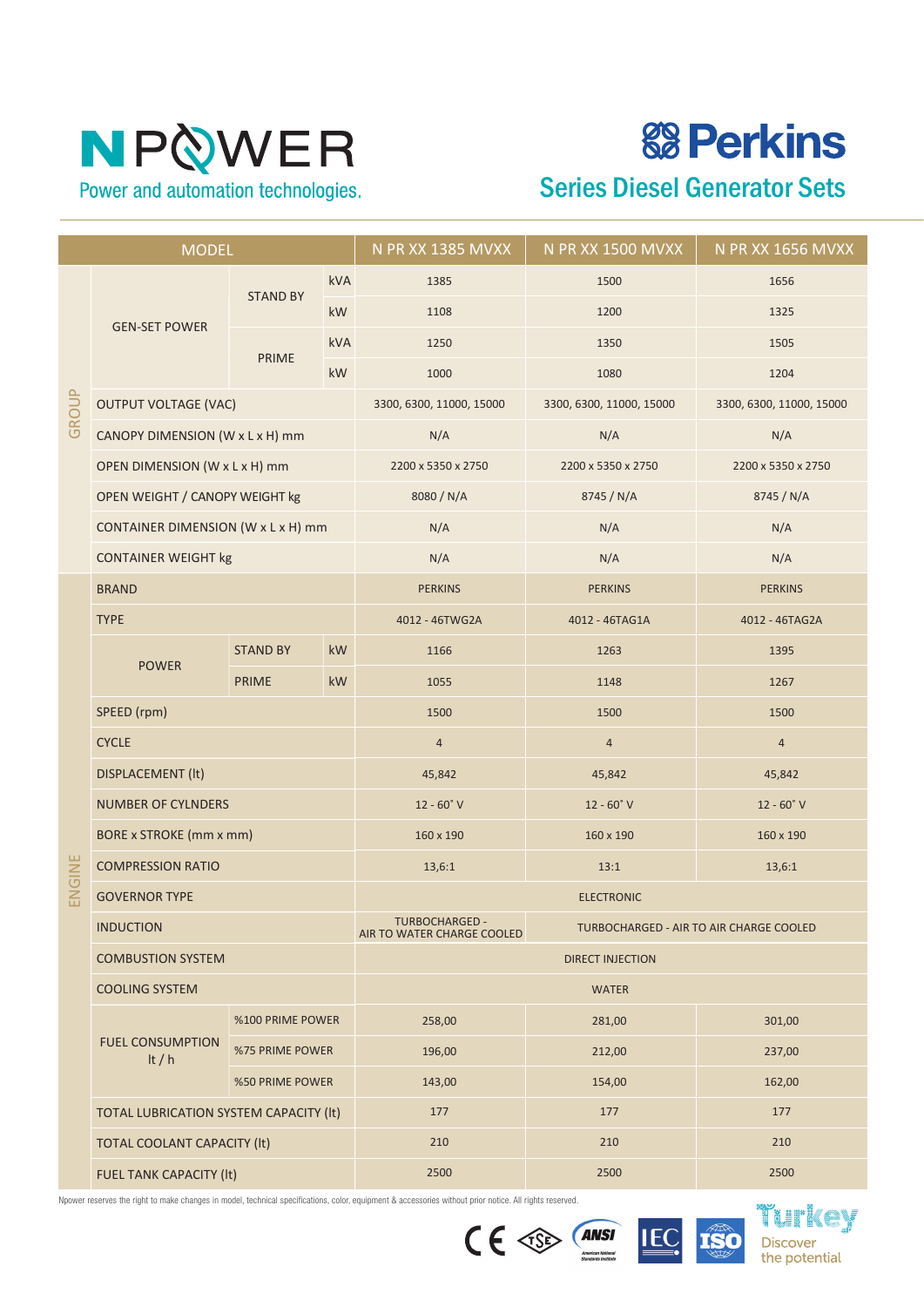# NPOWER

Power and automation technologies.

# Perkins

## Series Diesel Generator Sets

| | MODEL | | | N PR XX 1385 MVXX | N PR XX 1500 MVXX | N PR XX 1656 MVXX |
|---|---|---|---|---|---|---|
| GROUP | GEN-SET POWER | STAND BY | kVA | 1385 | 1500 | 1656 |
| | | | kW | 1108 | 1200 | 1325 |
| | | PRIME | kVA | 1250 | 1350 | 1505 |
| | | | kW | 1000 | 1080 | 1204 |
| | OUTPUT VOLTAGE (VAC) | | | 3300, 6300, 11000, 15000 | 3300, 6300, 11000, 15000 | 3300, 6300, 11000, 15000 |
| | CANOPY DIMENSION (W x L x H) mm | | | N/A | N/A | N/A |
| | OPEN DIMENSION (W x L x H) mm | | | 2200 x 5350 x 2750 | 2200 x 5350 x 2750 | 2200 x 5350 x 2750 |
| | OPEN WEIGHT / CANOPY WEIGHT kg | | | 8080 / N/A | 8745 / N/A | 8745 / N/A |
| | CONTAINER DIMENSION (W x L x H) mm | | | N/A | N/A | N/A |
| | CONTAINER WEIGHT kg | | | N/A | N/A | N/A |
| ENGINE | BRAND | | | PERKINS | PERKINS | PERKINS |
| | TYPE | | | 4012 - 46TWG2A | 4012 - 46TAG1A | 4012 - 46TAG2A |
| | POWER | STAND BY | kW | 1166 | 1263 | 1395 |
| | | PRIME | kW | 1055 | 1148 | 1267 |
| | SPEED (rpm) | | | 1500 | 1500 | 1500 |
| | CYCLE | | | 4 | 4 | 4 |
| | DISPLACEMENT (lt) | | | 45,842 | 45,842 | 45,842 |
| | NUMBER OF CYLNDERS | | | 12 - 60˚ V | 12 - 60˚ V | 12 - 60˚ V |
| | BORE x STROKE (mm x mm) | | | 160 x 190 | 160 x 190 | 160 x 190 |
| | COMPRESSION RATIO | | | 13,6:1 | 13:1 | 13,6:1 |
| | GOVERNOR TYPE | | | ELECTRONIC | | |
| | INDUCTION | | | TURBOCHARGED - AIR TO WATER CHARGE COOLED | TURBOCHARGED - AIR TO AIR CHARGE COOLED | |
| | COMBUSTION SYSTEM | | | DIRECT INJECTION | | |
| | COOLING SYSTEM | | | WATER | | |
| | FUEL CONSUMPTION lt / h | %100 PRIME POWER | | 258,00 | 281,00 | 301,00 |
| | | %75 PRIME POWER | | 196,00 | 212,00 | 237,00 |
| | | %50 PRIME POWER | | 143,00 | 154,00 | 162,00 |
| | TOTAL LUBRICATION SYSTEM CAPACITY (lt) | | | 177 | 177 | 177 |
| | TOTAL COOLANT CAPACITY (lt) | | | 210 | 210 | 210 |
| | FUEL TANK CAPACITY (lt) | | | 2500 | 2500 | 2500 |

Npower reserves the right to make changes in model, technical specifications, color, equipment & accessories without prior notice. All rights reserved.

Turkey
Discover the potential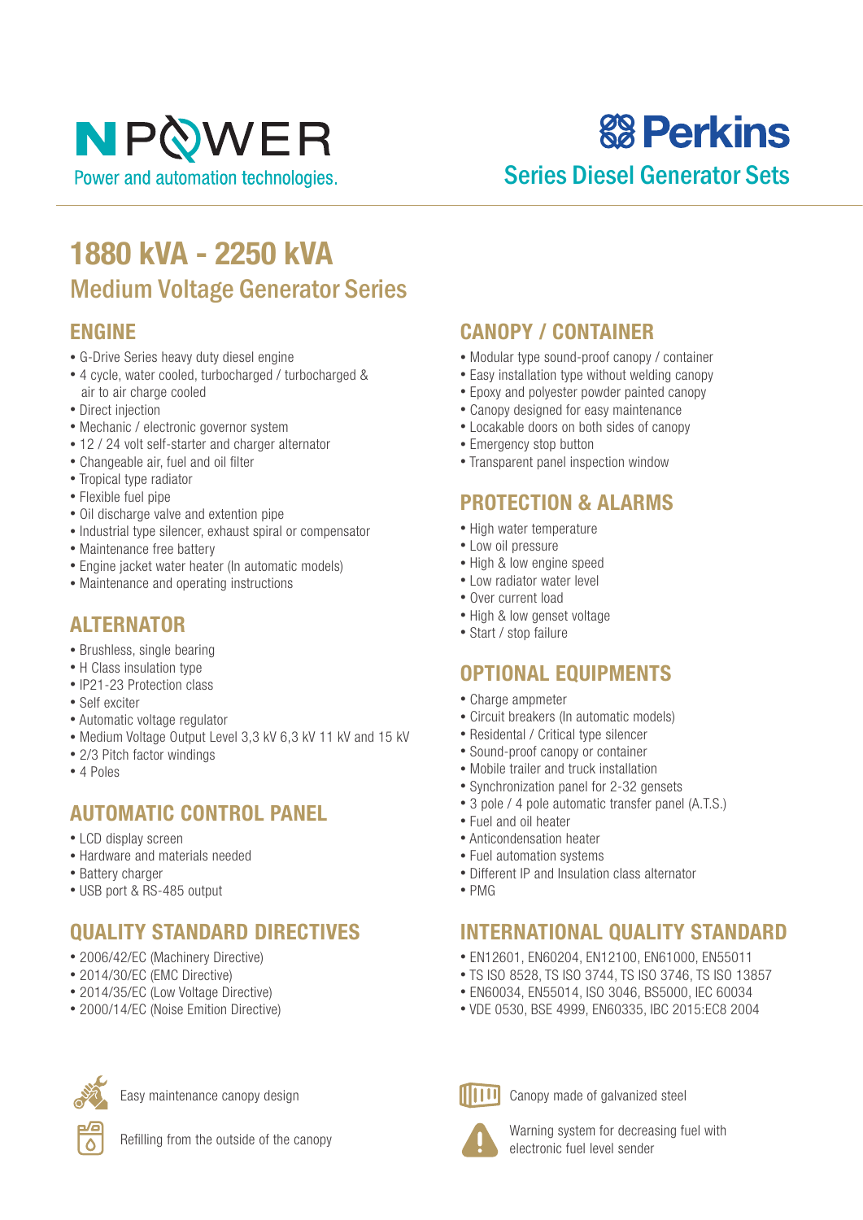NPOWER

Power and automation technologies.

Perkins

Series Diesel Generator Sets

# 1880 kVA - 2250 kVA

## Medium Voltage Generator Series

### ENGINE

- G-Drive Series heavy duty diesel engine
- 4 cycle, water cooled, turbocharged / turbocharged & air to air charge cooled
- Direct injection
- Mechanic / electronic governor system
- 12 / 24 volt self-starter and charger alternator
- Changeable air, fuel and oil filter
- Tropical type radiator
- Flexible fuel pipe
- Oil discharge valve and extention pipe
- Industrial type silencer, exhaust spiral or compensator
- Maintenance free battery
- Engine jacket water heater (In automatic models)
- Maintenance and operating instructions

### ALTERNATOR

- Brushless, single bearing
- H Class insulation type
- IP21-23 Protection class
- Self exciter
- Automatic voltage regulator
- Medium Voltage Output Level 3,3 kV 6,3 kV 11 kV and 15 kV
- 2/3 Pitch factor windings
- 4 Poles

### AUTOMATIC CONTROL PANEL

- LCD display screen
- Hardware and materials needed
- Battery charger
- USB port & RS-485 output

### QUALITY STANDARD DIRECTIVES

- 2006/42/EC (Machinery Directive)
- 2014/30/EC (EMC Directive)
- 2014/35/EC (Low Voltage Directive)
- 2000/14/EC (Noise Emition Directive)

### CANOPY / CONTAINER

- Modular type sound-proof canopy / container
- Easy installation type without welding canopy
- Epoxy and polyester powder painted canopy
- Canopy designed for easy maintenance
- Lockable doors on both sides of canopy
- Emergency stop button
- Transparent panel inspection window

### PROTECTION & ALARMS

- High water temperature
- Low oil pressure
- High & low engine speed
- Low radiator water level
- Over current load
- High & low genset voltage
- Start / stop failure

### OPTIONAL EQUIPMENTS

- Charge ampmeter
- Circuit breakers (In automatic models)
- Residental / Critical type silencer
- Sound-proof canopy or container
- Mobile trailer and truck installation
- Synchronization panel for 2-32 gensets
- 3 pole / 4 pole automatic transfer panel (A.T.S.)
- Fuel and oil heater
- Anticondensation heater
- Fuel automation systems
- Different IP and Insulation class alternator
- PMG

### INTERNATIONAL QUALITY STANDARD

- EN12601, EN60204, EN12100, EN61000, EN55011
- TS ISO 8528, TS ISO 3744, TS ISO 3746, TS ISO 13857
- EN60034, EN55014, ISO 3046, BS5000, IEC 60034
- VDE 0530, BSE 4999, EN60335, IBC 2015:EC8 2004

Easy maintenance canopy design

Refilling from the outside of the canopy

Canopy made of galvanized steel

Warning system for decreasing fuel with electronic fuel level sender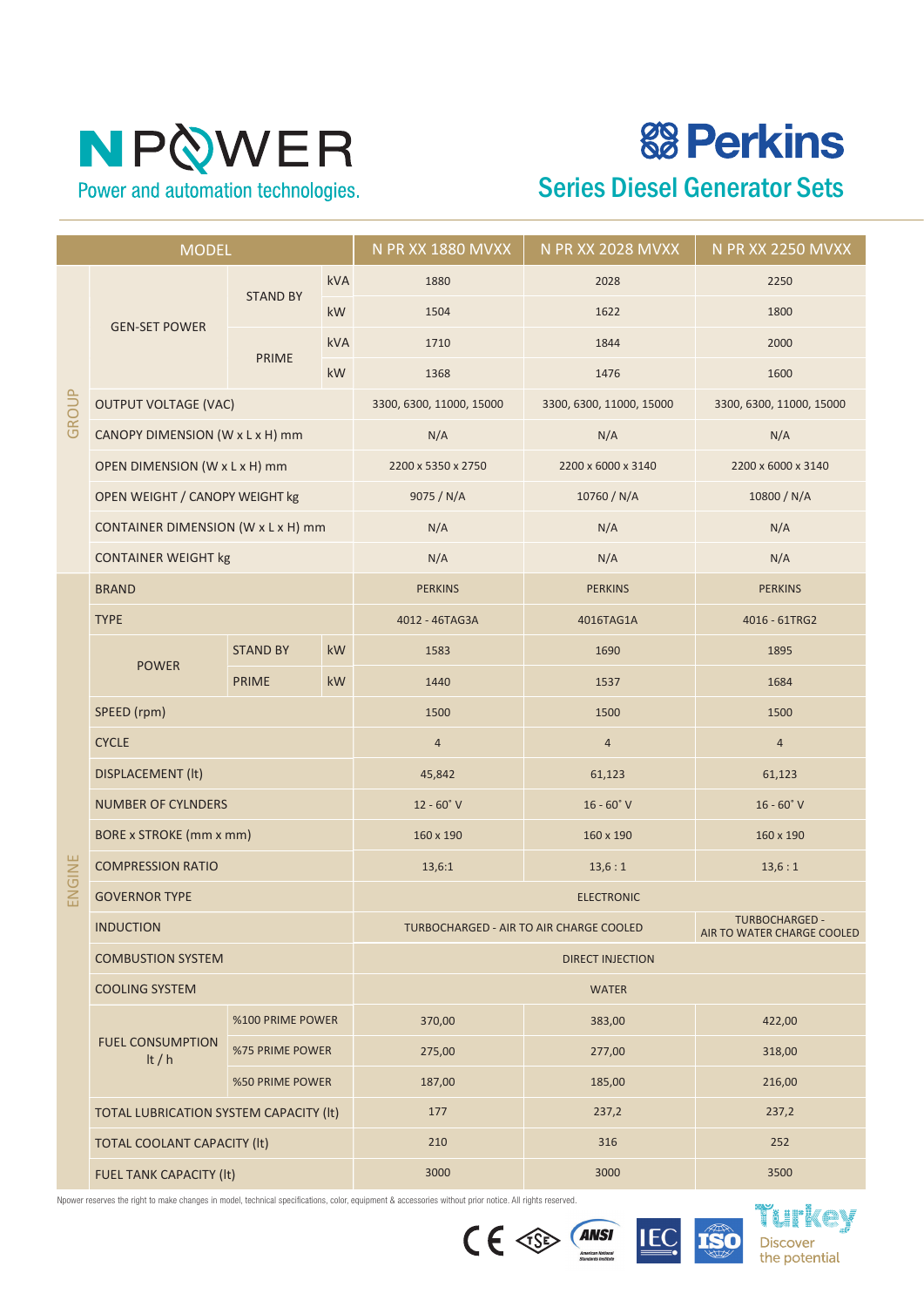# NPOWER

Power and automation technologies.

# Perkins

## Series Diesel Generator Sets

| MODEL | | | | N PR XX 1880 MVXX | N PR XX 2028 MVXX | N PR XX 2250 MVXX |
|---|---|---|---|---|---|---|
| GROUP | GEN-SET POWER | STAND BY | kVA | 1880 | 2028 | 2250 |
| | | | kW | 1504 | 1622 | 1800 |
| | | PRIME | kVA | 1710 | 1844 | 2000 |
| | | | kW | 1368 | 1476 | 1600 |
| | OUTPUT VOLTAGE (VAC) | | | 3300, 6300, 11000, 15000 | 3300, 6300, 11000, 15000 | 3300, 6300, 11000, 15000 |
| | CANOPY DIMENSION (W x L x H) mm | | | N/A | N/A | N/A |
| | OPEN DIMENSION (W x L x H) mm | | | 2200 x 5350 x 2750 | 2200 x 6000 x 3140 | 2200 x 6000 x 3140 |
| | OPEN WEIGHT / CANOPY WEIGHT kg | | | 9075 / N/A | 10760 / N/A | 10800 / N/A |
| | CONTAINER DIMENSION (W x L x H) mm | | | N/A | N/A | N/A |
| | CONTAINER WEIGHT kg | | | N/A | N/A | N/A |
| ENGINE | BRAND | | | PERKINS | PERKINS | PERKINS |
| | TYPE | | | 4012 - 46TAG3A | 4016TAG1A | 4016 - 61TRG2 |
| | POWER | STAND BY | kW | 1583 | 1690 | 1895 |
| | | PRIME | kW | 1440 | 1537 | 1684 |
| | SPEED (rpm) | | | 1500 | 1500 | 1500 |
| | CYCLE | | | 4 | 4 | 4 |
| | DISPLACEMENT (lt) | | | 45,842 | 61,123 | 61,123 |
| | NUMBER OF CYLNDERS | | | 12 - 60˚ V | 16 - 60˚ V | 16 - 60˚ V |
| | BORE x STROKE (mm x mm) | | | 160 x 190 | 160 x 190 | 160 x 190 |
| | COMPRESSION RATIO | | | 13,6:1 | 13,6 : 1 | 13,6 : 1 |
| | GOVERNOR TYPE | | | ELECTRONIC | | |
| | INDUCTION | | | TURBOCHARGED - AIR TO AIR CHARGE COOLED | | TURBOCHARGED - AIR TO WATER CHARGE COOLED |
| | COMBUSTION SYSTEM | | | DIRECT INJECTION | | |
| | COOLING SYSTEM | | | WATER | | |
| | FUEL CONSUMPTION lt / h | %100 PRIME POWER | | 370,00 | 383,00 | 422,00 |
| | | %75 PRIME POWER | | 275,00 | 277,00 | 318,00 |
| | | %50 PRIME POWER | | 187,00 | 185,00 | 216,00 |
| | TOTAL LUBRICATION SYSTEM CAPACITY (lt) | | | 177 | 237,2 | 237,2 |
| | TOTAL COOLANT CAPACITY (lt) | | | 210 | 316 | 252 |
| | FUEL TANK CAPACITY (lt) | | | 3000 | 3000 | 3500 |

Npower reserves the right to make changes in model, technical specifications, color, equipment & accessories without prior notice. All rights reserved.

Turkey Discover the potential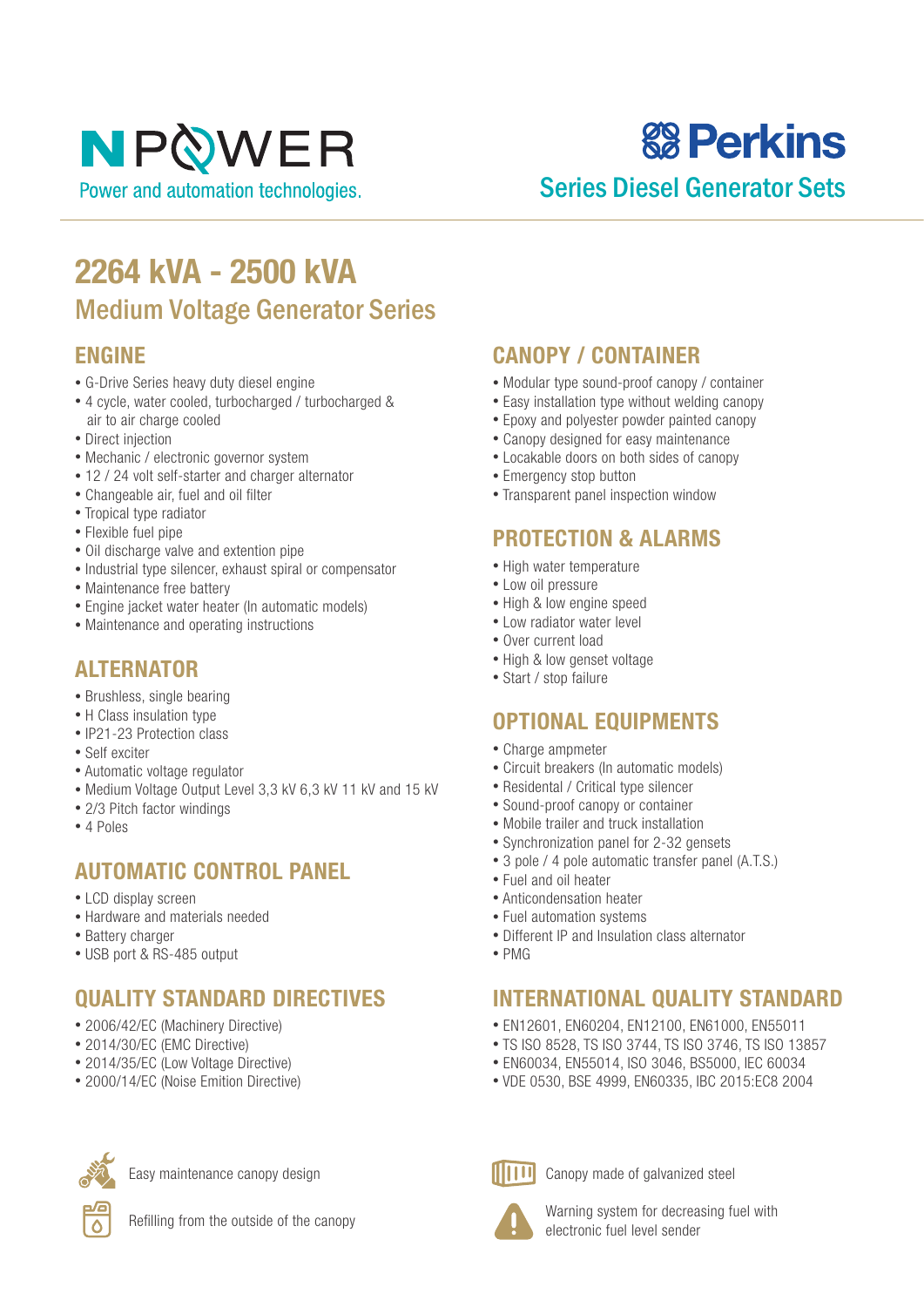NPOWER

Power and automation technologies.

Perkins

Series Diesel Generator Sets

# 2264 kVA - 2500 kVA

## Medium Voltage Generator Series

### ENGINE

- G-Drive Series heavy duty diesel engine
- 4 cycle, water cooled, turbocharged / turbocharged & air to air charge cooled
- Direct injection
- Mechanic / electronic governor system
- 12 / 24 volt self-starter and charger alternator
- Changeable air, fuel and oil filter
- Tropical type radiator
- Flexible fuel pipe
- Oil discharge valve and extention pipe
- Industrial type silencer, exhaust spiral or compensator
- Maintenance free battery
- Engine jacket water heater (In automatic models)
- Maintenance and operating instructions

### ALTERNATOR

- Brushless, single bearing
- H Class insulation type
- IP21-23 Protection class
- Self exciter
- Automatic voltage regulator
- Medium Voltage Output Level 3,3 kV 6,3 kV 11 kV and 15 kV
- 2/3 Pitch factor windings
- 4 Poles

### AUTOMATIC CONTROL PANEL

- LCD display screen
- Hardware and materials needed
- Battery charger
- USB port & RS-485 output

### QUALITY STANDARD DIRECTIVES

- 2006/42/EC (Machinery Directive)
- 2014/30/EC (EMC Directive)
- 2014/35/EC (Low Voltage Directive)
- 2000/14/EC (Noise Emition Directive)

### CANOPY / CONTAINER

- Modular type sound-proof canopy / container
- Easy installation type without welding canopy
- Epoxy and polyester powder painted canopy
- Canopy designed for easy maintenance
- Lockable doors on both sides of canopy
- Emergency stop button
- Transparent panel inspection window

### PROTECTION & ALARMS

- High water temperature
- Low oil pressure
- High & low engine speed
- Low radiator water level
- Over current load
- High & low genset voltage
- Start / stop failure

### OPTIONAL EQUIPMENTS

- Charge ampmeter
- Circuit breakers (In automatic models)
- Residental / Critical type silencer
- Sound-proof canopy or container
- Mobile trailer and truck installation
- Synchronization panel for 2-32 gensets
- 3 pole / 4 pole automatic transfer panel (A.T.S.)
- Fuel and oil heater
- Anticondensation heater
- Fuel automation systems
- Different IP and Insulation class alternator
- PMG

### INTERNATIONAL QUALITY STANDARD

- EN12601, EN60204, EN12100, EN61000, EN55011
- TS ISO 8528, TS ISO 3744, TS ISO 3746, TS ISO 13857
- EN60034, EN55014, ISO 3046, BS5000, IEC 60034
- VDE 0530, BSE 4999, EN60335, IBC 2015:EC8 2004

Easy maintenance canopy design

Refilling from the outside of the canopy

Canopy made of galvanized steel

Warning system for decreasing fuel with electronic fuel level sender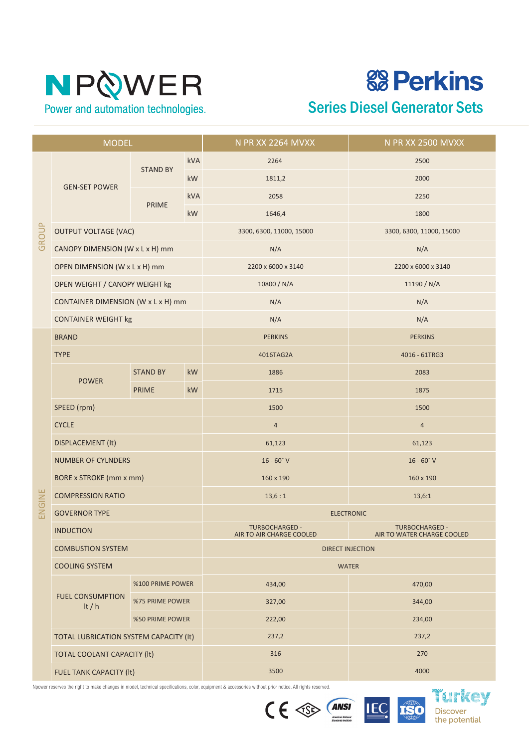# NPOWER

Power and automation technologies.

# Perkins

## Series Diesel Generator Sets

| MODEL | | | | N PR XX 2264 MVXX | N PR XX 2500 MVXX |
|---|---|---|---|---|---|
| GROUP | GEN-SET POWER | STAND BY | kVA | 2264 | 2500 |
| | | | kW | 1811,2 | 2000 |
| | | PRIME | kVA | 2058 | 2250 |
| | | | kW | 1646,4 | 1800 |
| | OUTPUT VOLTAGE (VAC) | | | 3300, 6300, 11000, 15000 | 3300, 6300, 11000, 15000 |
| | CANOPY DIMENSION (W x L x H) mm | | | N/A | N/A |
| | OPEN DIMENSION (W x L x H) mm | | | 2200 x 6000 x 3140 | 2200 x 6000 x 3140 |
| | OPEN WEIGHT / CANOPY WEIGHT kg | | | 10800 / N/A | 11190 / N/A |
| | CONTAINER DIMENSION (W x L x H) mm | | | N/A | N/A |
| | CONTAINER WEIGHT kg | | | N/A | N/A |
| ENGINE | BRAND | | | PERKINS | PERKINS |
| | TYPE | | | 4016TAG2A | 4016 - 61TRG3 |
| | POWER | STAND BY | kW | 1886 | 2083 |
| | | PRIME | kW | 1715 | 1875 |
| | SPEED (rpm) | | | 1500 | 1500 |
| | CYCLE | | | 4 | 4 |
| | DISPLACEMENT (lt) | | | 61,123 | 61,123 |
| | NUMBER OF CYLNDERS | | | 16 - 60˚ V | 16 - 60˚ V |
| | BORE x STROKE (mm x mm) | | | 160 x 190 | 160 x 190 |
| | COMPRESSION RATIO | | | 13,6 : 1 | 13,6:1 |
| | GOVERNOR TYPE | | | ELECTRONIC | ELECTRONIC |
| | INDUCTION | | | TURBOCHARGED - AIR TO AIR CHARGE COOLED | TURBOCHARGED - AIR TO WATER CHARGE COOLED |
| | COMBUSTION SYSTEM | | | DIRECT INJECTION | DIRECT INJECTION |
| | COOLING SYSTEM | | | WATER | WATER |
| | FUEL CONSUMPTION lt / h | %100 PRIME POWER | | 434,00 | 470,00 |
| | | %75 PRIME POWER | | 327,00 | 344,00 |
| | | %50 PRIME POWER | | 222,00 | 234,00 |
| | TOTAL LUBRICATION SYSTEM CAPACITY (lt) | | | 237,2 | 237,2 |
| | TOTAL COOLANT CAPACITY (lt) | | | 316 | 270 |
| | FUEL TANK CAPACITY (lt) | | | 3500 | 4000 |

Npower reserves the right to make changes in model, technical specifications, color, equipment & accessories without prior notice. All rights reserved.

Turkey
Discover the potential